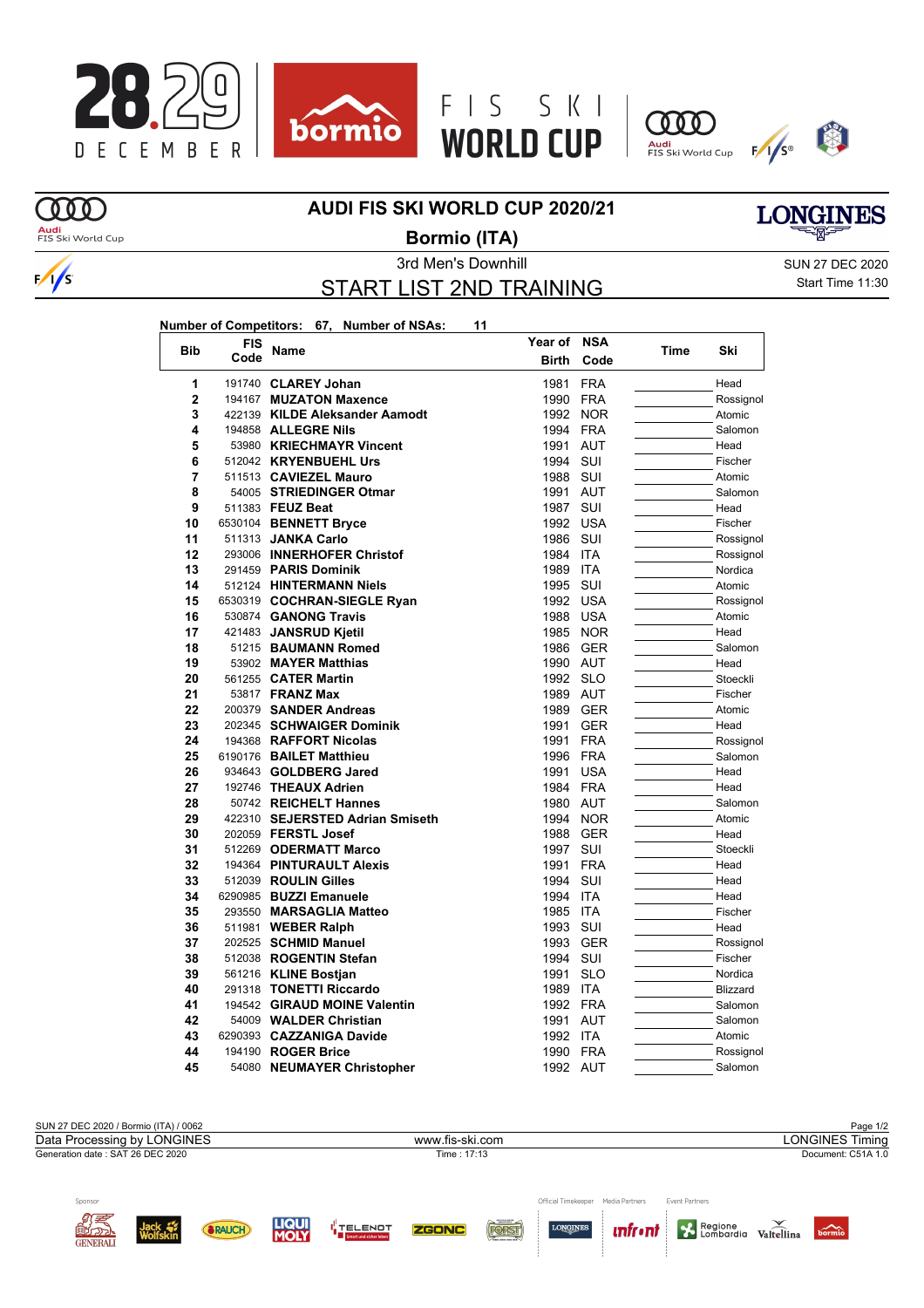# AUDI FIS SKI WORLD CUP 2020/21

## Bormio (ITA)

3rd Men's Downhill

SUN 27 DEC 2020

# START LIST 2ND TRAINING

Start Time 11:30

**Number of Competitors: 67, Number of NSAs: 11**

| Bib | FIS Code | Name | Year of Birth | NSA Code | Time | Ski |
|---|---|---|---|---|---|---|
| 1 | 191740 | **CLAREY Johan** | 1981 | FRA | | Head |
| 2 | 194167 | **MUZATON Maxence** | 1990 | FRA | | Rossignol |
| 3 | 422139 | **KILDE Aleksander Aamodt** | 1992 | NOR | | Atomic |
| 4 | 194858 | **ALLEGRE Nils** | 1994 | FRA | | Salomon |
| 5 | 53980 | **KRIECHMAYR Vincent** | 1991 | AUT | | Head |
| 6 | 512042 | **KRYENBUEHL Urs** | 1994 | SUI | | Fischer |
| 7 | 511513 | **CAVIEZEL Mauro** | 1988 | SUI | | Atomic |
| 8 | 54005 | **STRIEDINGER Otmar** | 1991 | AUT | | Salomon |
| 9 | 511383 | **FEUZ Beat** | 1987 | SUI | | Head |
| 10 | 6530104 | **BENNETT Bryce** | 1992 | USA | | Fischer |
| 11 | 511313 | **JANKA Carlo** | 1986 | SUI | | Rossignol |
| 12 | 293006 | **INNERHOFER Christof** | 1984 | ITA | | Rossignol |
| 13 | 291459 | **PARIS Dominik** | 1989 | ITA | | Nordica |
| 14 | 512124 | **HINTERMANN Niels** | 1995 | SUI | | Atomic |
| 15 | 6530319 | **COCHRAN-SIEGLE Ryan** | 1992 | USA | | Rossignol |
| 16 | 530874 | **GANONG Travis** | 1988 | USA | | Atomic |
| 17 | 421483 | **JANSRUD Kjetil** | 1985 | NOR | | Head |
| 18 | 51215 | **BAUMANN Romed** | 1986 | GER | | Salomon |
| 19 | 53902 | **MAYER Matthias** | 1990 | AUT | | Head |
| 20 | 561255 | **CATER Martin** | 1992 | SLO | | Stoeckli |
| 21 | 53817 | **FRANZ Max** | 1989 | AUT | | Fischer |
| 22 | 200379 | **SANDER Andreas** | 1989 | GER | | Atomic |
| 23 | 202345 | **SCHWAIGER Dominik** | 1991 | GER | | Head |
| 24 | 194368 | **RAFFORT Nicolas** | 1991 | FRA | | Rossignol |
| 25 | 6190176 | **BAILET Matthieu** | 1996 | FRA | | Salomon |
| 26 | 934643 | **GOLDBERG Jared** | 1991 | USA | | Head |
| 27 | 192746 | **THEAUX Adrien** | 1984 | FRA | | Head |
| 28 | 50742 | **REICHELT Hannes** | 1980 | AUT | | Salomon |
| 29 | 422310 | **SEJERSTED Adrian Smiseth** | 1994 | NOR | | Atomic |
| 30 | 202059 | **FERSTL Josef** | 1988 | GER | | Head |
| 31 | 512269 | **ODERMATT Marco** | 1997 | SUI | | Stoeckli |
| 32 | 194364 | **PINTURAULT Alexis** | 1991 | FRA | | Head |
| 33 | 512039 | **ROULIN Gilles** | 1994 | SUI | | Head |
| 34 | 6290985 | **BUZZI Emanuele** | 1994 | ITA | | Head |
| 35 | 293550 | **MARSAGLIA Matteo** | 1985 | ITA | | Fischer |
| 36 | 511981 | **WEBER Ralph** | 1993 | SUI | | Head |
| 37 | 202525 | **SCHMID Manuel** | 1993 | GER | | Rossignol |
| 38 | 512038 | **ROGENTIN Stefan** | 1994 | SUI | | Fischer |
| 39 | 561216 | **KLINE Bostjan** | 1991 | SLO | | Nordica |
| 40 | 291318 | **TONETTI Riccardo** | 1989 | ITA | | Blizzard |
| 41 | 194542 | **GIRAUD MOINE Valentin** | 1992 | FRA | | Salomon |
| 42 | 54009 | **WALDER Christian** | 1991 | AUT | | Salomon |
| 43 | 6290393 | **CAZZANIGA Davide** | 1992 | ITA | | Atomic |
| 44 | 194190 | **ROGER Brice** | 1990 | FRA | | Rossignol |
| 45 | 54080 | **NEUMAYER Christopher** | 1992 | AUT | | Salomon |

SUN 27 DEC 2020 / Bormio (ITA) / 0062

Data Processing by LONGINES — www.fis-ski.com — LONGINES Timing

Generation date : SAT 26 DEC 2020 — Time : 17:13 — Document: C51A 1.0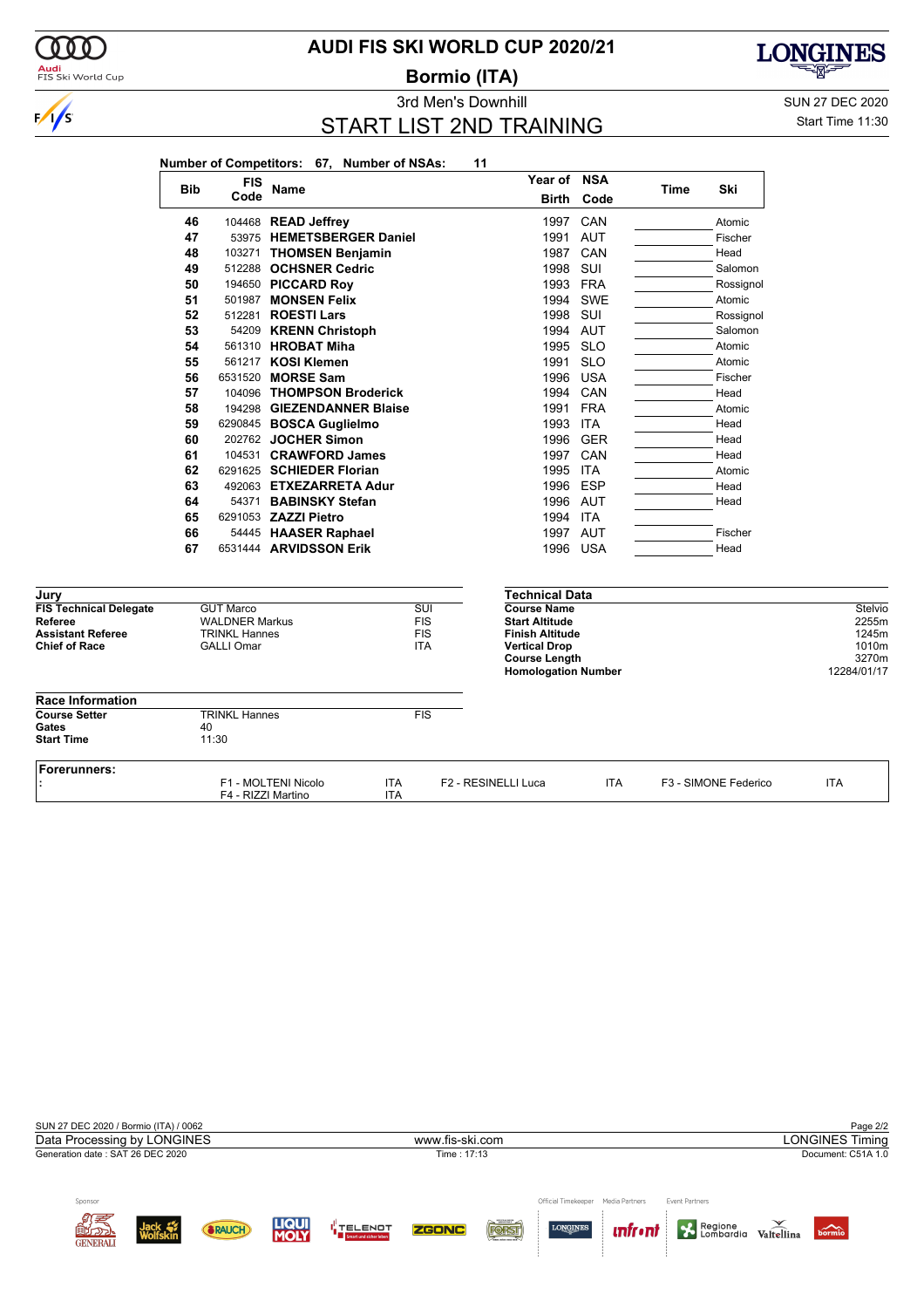# AUDI FIS SKI WORLD CUP 2020/21

## Bormio (ITA)

3rd Men's Downhill

SUN 27 DEC 2020

## START LIST 2ND TRAINING

Start Time 11:30

**Number of Competitors: 67, Number of NSAs: 11**

| Bib | FIS Code | Name | Year of Birth | NSA Code | Time | Ski |
|---|---|---|---|---|---|---|
| 46 | 104468 | **READ Jeffrey** | 1997 | CAN | | Atomic |
| 47 | 53975 | **HEMETSBERGER Daniel** | 1991 | AUT | | Fischer |
| 48 | 103271 | **THOMSEN Benjamin** | 1987 | CAN | | Head |
| 49 | 512288 | **OCHSNER Cedric** | 1998 | SUI | | Salomon |
| 50 | 194650 | **PICCARD Roy** | 1993 | FRA | | Rossignol |
| 51 | 501987 | **MONSEN Felix** | 1994 | SWE | | Atomic |
| 52 | 512281 | **ROESTI Lars** | 1998 | SUI | | Rossignol |
| 53 | 54209 | **KRENN Christoph** | 1994 | AUT | | Salomon |
| 54 | 561310 | **HROBAT Miha** | 1995 | SLO | | Atomic |
| 55 | 561217 | **KOSI Klemen** | 1991 | SLO | | Atomic |
| 56 | 6531520 | **MORSE Sam** | 1996 | USA | | Fischer |
| 57 | 104096 | **THOMPSON Broderick** | 1994 | CAN | | Head |
| 58 | 194298 | **GIEZENDANNER Blaise** | 1991 | FRA | | Atomic |
| 59 | 6290845 | **BOSCA Guglielmo** | 1993 | ITA | | Head |
| 60 | 202762 | **JOCHER Simon** | 1996 | GER | | Head |
| 61 | 104531 | **CRAWFORD James** | 1997 | CAN | | Head |
| 62 | 6291625 | **SCHIEDER Florian** | 1995 | ITA | | Atomic |
| 63 | 492063 | **ETXEZARRETA Adur** | 1996 | ESP | | Head |
| 64 | 54371 | **BABINSKY Stefan** | 1996 | AUT | | Head |
| 65 | 6291053 | **ZAZZI Pietro** | 1994 | ITA | | |
| 66 | 54445 | **HAASER Raphael** | 1997 | AUT | | Fischer |
| 67 | 6531444 | **ARVIDSSON Erik** | 1996 | USA | | Head |

### Jury

| | | |
|---|---|---|
| **FIS Technical Delegate** | GUT Marco | SUI |
| **Referee** | WALDNER Markus | FIS |
| **Assistant Referee** | TRINKL Hannes | FIS |
| **Chief of Race** | GALLI Omar | ITA |

### Technical Data

| | |
|---|---|
| **Course Name** | Stelvio |
| **Start Altitude** | 2255m |
| **Finish Altitude** | 1245m |
| **Vertical Drop** | 1010m |
| **Course Length** | 3270m |
| **Homologation Number** | 12284/01/17 |

### Race Information

| | | |
|---|---|---|
| **Course Setter** | TRINKL Hannes | FIS |
| **Gates** | 40 | |
| **Start Time** | 11:30 | |

### Forerunners:

| | | | | | |
|---|---|---|---|---|---|
| F1 - MOLTENI Nicolo | ITA | F2 - RESINELLI Luca | ITA | F3 - SIMONE Federico | ITA |
| F4 - RIZZI Martino | ITA | | | | |

SUN 27 DEC 2020 / Bormio (ITA) / 0062

Data Processing by LONGINES — www.fis-ski.com — LONGINES Timing

Generation date : SAT 26 DEC 2020 — Time : 17:13 — Document: C51A 1.0